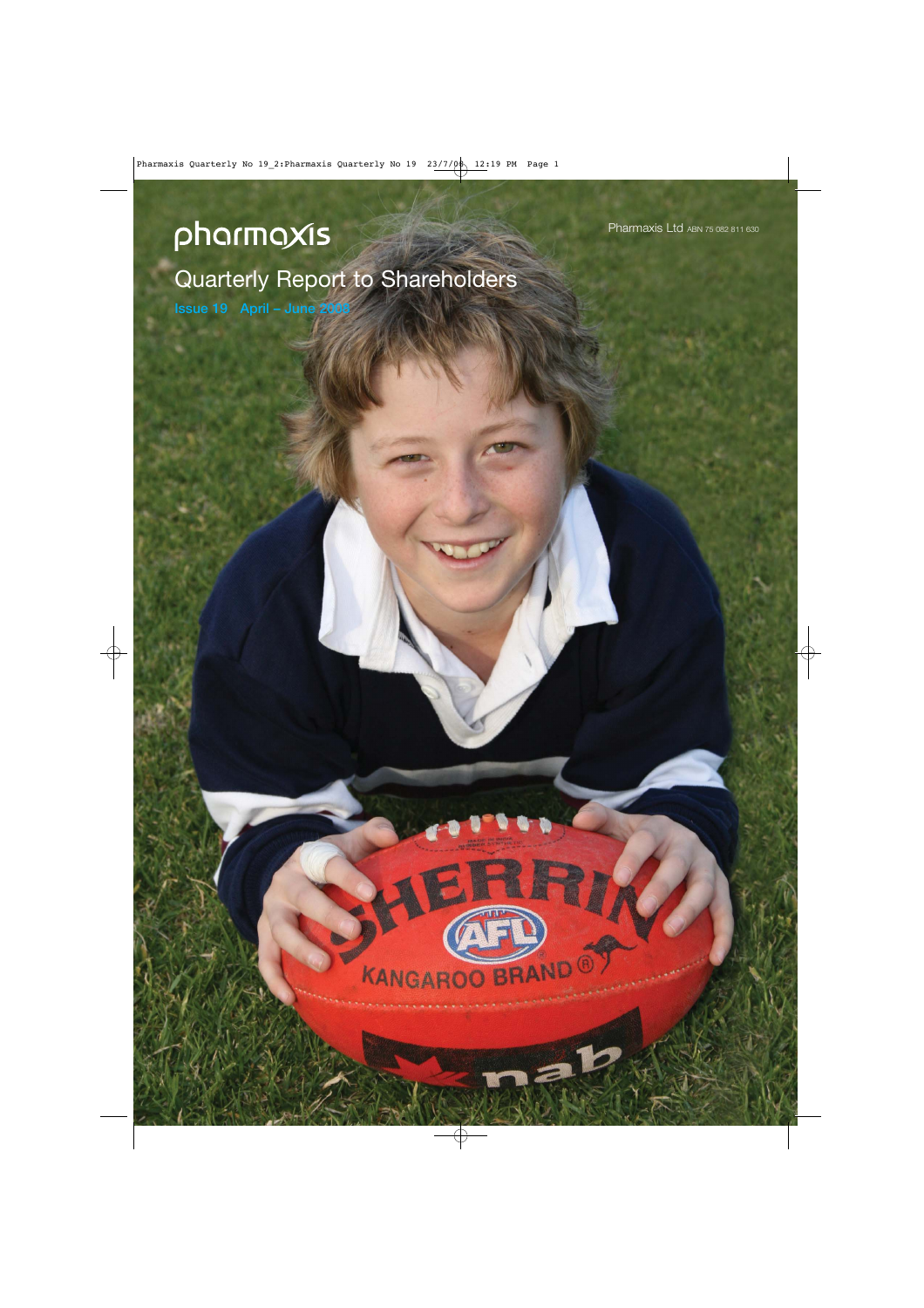# pharmaxis

Pharmaxis Ltd ABN 75 082 811 630

## Quarterly Report to Shareholders

Issue 19 April – June 2008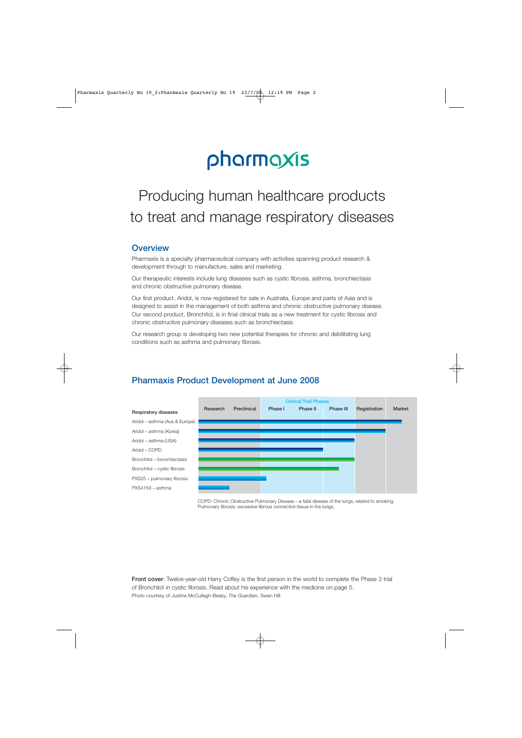# pharmaxis

## Producing human healthcare products to treat and manage respiratory diseases

### Overview

Pharmaxis is a specialty pharmaceutical company with activities spanning product research & development through to manufacture, sales and marketing.

Our therapeutic interests include lung diseases such as cystic fibrosis, asthma, bronchiectasis and chronic obstructive pulmonary disease.

Our first product, Aridol, is now registered for sale in Australia, Europe and parts of Asia and is designed to assist in the management of both asthma and chronic obstructive pulmonary disease. Our second product, Bronchitol, is in final clinical trials as a new treatment for cystic fibrosis and chronic obstructive pulmonary diseases such as bronchiectasis.

Our research group is developing two new potential therapies for chronic and debilitating lung conditions such as asthma and pulmonary fibrosis.

### Pharmaxis Product Development at June 2008

| Respiratory diseases | Research | Preclinical | Phase I (Clinical Trial Phases) | Phase II (Clinical Trial Phases) | Phase III (Clinical Trial Phases) | Registration | Market |
|---|---|---|---|---|---|---|---|
| Aridol – asthma (Aus & Europe) | ■ | ■ | ■ | ■ | ■ | ■ | ■ |
| Aridol – asthma (Korea) | ■ | ■ | ■ | ■ | ■ | ■ | |
| Aridol – asthma (USA) | ■ | ■ | ■ | ■ | ■ | | |
| Aridol – COPD | ■ | ■ | ■ | ■ | | | |
| Bronchitol – bronchiectasis | ■ | ■ | ■ | ■ | ■ | | |
| Bronchitol – cystic fibrosis | ■ | ■ | ■ | ■ | ■ (partial) | | |
| PXS25 – pulmonary fibrosis | ■ | ■ | ■ (partial) | | | | |
| PXS4159 – asthma | ■ | | | | | | |

COPD: Chronic Obstructive Pulmonary Disease – a fatal disease of the lungs, related to smoking.
Pulmonary fibrosis: excessive fibrous connective tissue in the lungs.

**Front cover**: Twelve-year-old Harry Coffey is the first person in the world to complete the Phase 3 trial of Bronchitol in cystic fibrosis. Read about his experience with the medicine on page 5.
Photo courtesy of Justine McCullagh-Beasy, *The Guardian*, Swan Hill.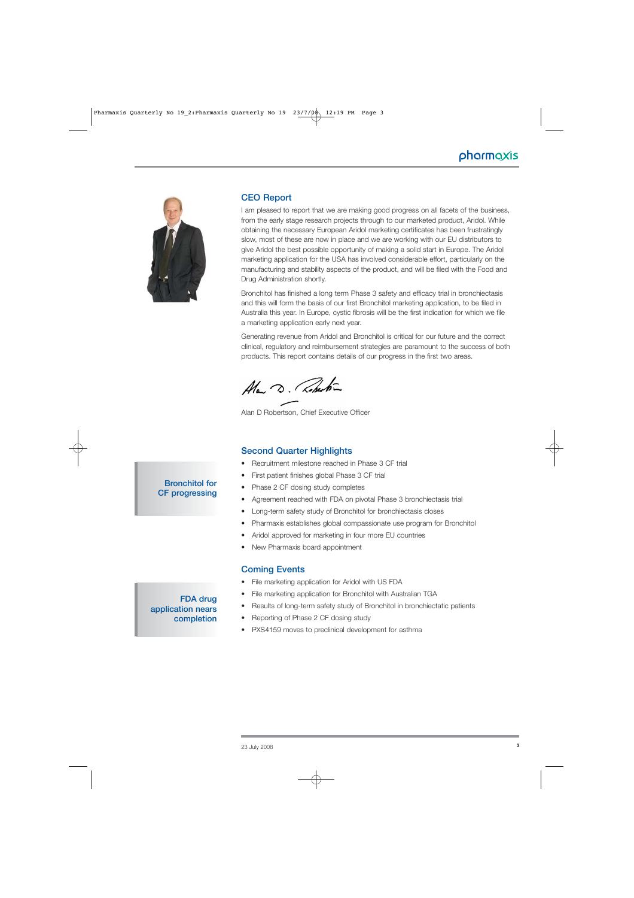## CEO Report

I am pleased to report that we are making good progress on all facets of the business, from the early stage research projects through to our marketed product, Aridol. While obtaining the necessary European Aridol marketing certificates has been frustratingly slow, most of these are now in place and we are working with our EU distributors to give Aridol the best possible opportunity of making a solid start in Europe. The Aridol marketing application for the USA has involved considerable effort, particularly on the manufacturing and stability aspects of the product, and will be filed with the Food and Drug Administration shortly.

Bronchitol has finished a long term Phase 3 safety and efficacy trial in bronchiectasis and this will form the basis of our first Bronchitol marketing application, to be filed in Australia this year. In Europe, cystic fibrosis will be the first indication for which we file a marketing application early next year.

Generating revenue from Aridol and Bronchitol is critical for our future and the correct clinical, regulatory and reimbursement strategies are paramount to the success of both products. This report contains details of our progress in the first two areas.

Alan D Robertson, Chief Executive Officer

**Bronchitol for CF progressing**

## Second Quarter Highlights

- Recruitment milestone reached in Phase 3 CF trial
- First patient finishes global Phase 3 CF trial
- Phase 2 CF dosing study completes
- Agreement reached with FDA on pivotal Phase 3 bronchiectasis trial
- Long-term safety study of Bronchitol for bronchiectasis closes
- Pharmaxis establishes global compassionate use program for Bronchitol
- Aridol approved for marketing in four more EU countries
- New Pharmaxis board appointment

**FDA drug application nears completion**

## Coming Events

- File marketing application for Aridol with US FDA
- File marketing application for Bronchitol with Australian TGA
- Results of long-term safety study of Bronchitol in bronchiectatic patients
- Reporting of Phase 2 CF dosing study
- PXS4159 moves to preclinical development for asthma

23 July 2008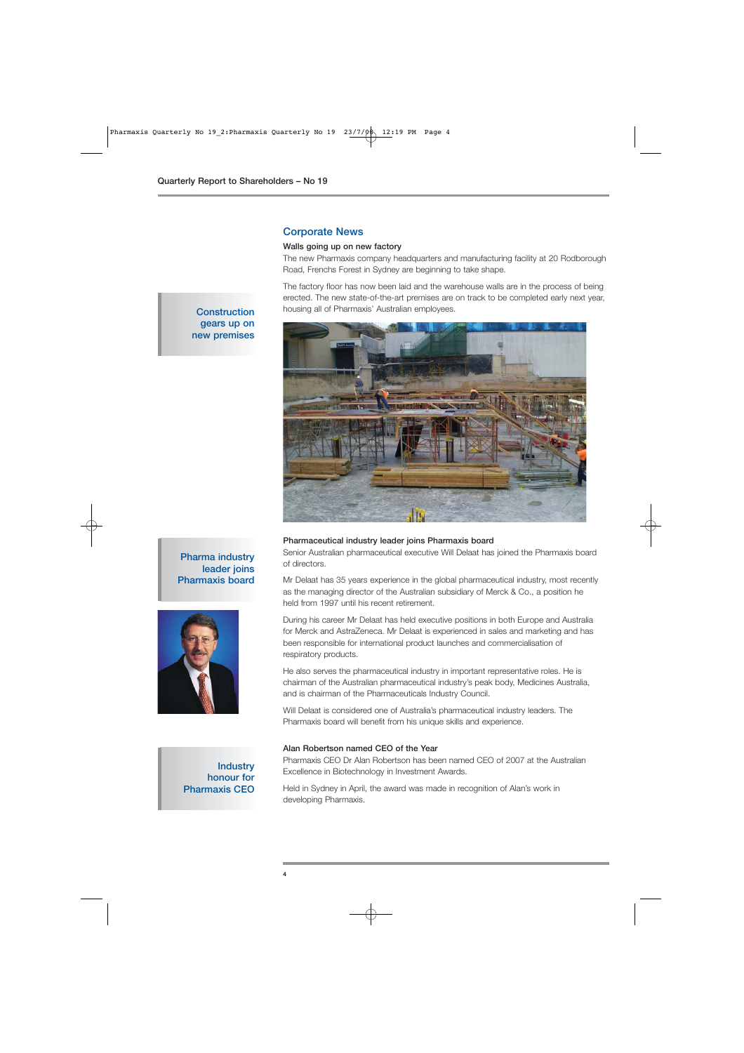## Corporate News

### Walls going up on new factory

**Construction gears up on new premises**

The new Pharmaxis company headquarters and manufacturing facility at 20 Rodborough Road, Frenchs Forest in Sydney are beginning to take shape.

The factory floor has now been laid and the warehouse walls are in the process of being erected. The new state-of-the-art premises are on track to be completed early next year, housing all of Pharmaxis' Australian employees.

### Pharmaceutical industry leader joins Pharmaxis board

**Pharma industry leader joins Pharmaxis board**

Senior Australian pharmaceutical executive Will Delaat has joined the Pharmaxis board of directors.

Mr Delaat has 35 years experience in the global pharmaceutical industry, most recently as the managing director of the Australian subsidiary of Merck & Co., a position he held from 1997 until his recent retirement.

During his career Mr Delaat has held executive positions in both Europe and Australia for Merck and AstraZeneca. Mr Delaat is experienced in sales and marketing and has been responsible for international product launches and commercialisation of respiratory products.

He also serves the pharmaceutical industry in important representative roles. He is chairman of the Australian pharmaceutical industry's peak body, Medicines Australia, and is chairman of the Pharmaceuticals Industry Council.

Will Delaat is considered one of Australia's pharmaceutical industry leaders. The Pharmaxis board will benefit from his unique skills and experience.

### Alan Robertson named CEO of the Year

**Industry honour for Pharmaxis CEO**

Pharmaxis CEO Dr Alan Robertson has been named CEO of 2007 at the Australian Excellence in Biotechnology in Investment Awards.

Held in Sydney in April, the award was made in recognition of Alan's work in developing Pharmaxis.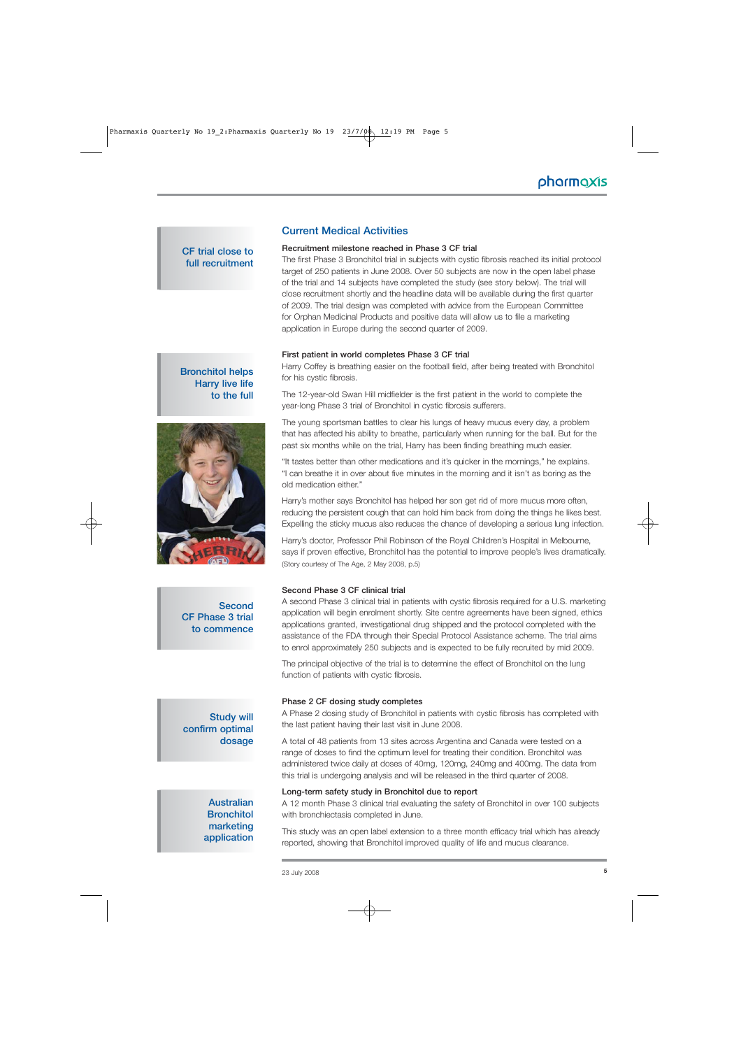## Current Medical Activities

**CF trial close to full recruitment**

### Recruitment milestone reached in Phase 3 CF trial

The first Phase 3 Bronchitol trial in subjects with cystic fibrosis reached its initial protocol target of 250 patients in June 2008. Over 50 subjects are now in the open label phase of the trial and 14 subjects have completed the study (see story below). The trial will close recruitment shortly and the headline data will be available during the first quarter of 2009. The trial design was completed with advice from the European Committee for Orphan Medicinal Products and positive data will allow us to file a marketing application in Europe during the second quarter of 2009.

**Bronchitol helps Harry live life to the full**

### First patient in world completes Phase 3 CF trial

Harry Coffey is breathing easier on the football field, after being treated with Bronchitol for his cystic fibrosis.

The 12-year-old Swan Hill midfielder is the first patient in the world to complete the year-long Phase 3 trial of Bronchitol in cystic fibrosis sufferers.

The young sportsman battles to clear his lungs of heavy mucus every day, a problem that has affected his ability to breathe, particularly when running for the ball. But for the past six months while on the trial, Harry has been finding breathing much easier.

"It tastes better than other medications and it's quicker in the mornings," he explains. "I can breathe it in over about five minutes in the morning and it isn't as boring as the old medication either."

Harry's mother says Bronchitol has helped her son get rid of more mucus more often, reducing the persistent cough that can hold him back from doing the things he likes best. Expelling the sticky mucus also reduces the chance of developing a serious lung infection.

Harry's doctor, Professor Phil Robinson of the Royal Children's Hospital in Melbourne, says if proven effective, Bronchitol has the potential to improve people's lives dramatically.

(Story courtesy of The Age, 2 May 2008, p.5)

**Second CF Phase 3 trial to commence**

### Second Phase 3 CF clinical trial

A second Phase 3 clinical trial in patients with cystic fibrosis required for a U.S. marketing application will begin enrolment shortly. Site centre agreements have been signed, ethics applications granted, investigational drug shipped and the protocol completed with the assistance of the FDA through their Special Protocol Assistance scheme. The trial aims to enrol approximately 250 subjects and is expected to be fully recruited by mid 2009.

The principal objective of the trial is to determine the effect of Bronchitol on the lung function of patients with cystic fibrosis.

**Study will confirm optimal dosage**

### Phase 2 CF dosing study completes

A Phase 2 dosing study of Bronchitol in patients with cystic fibrosis has completed with the last patient having their last visit in June 2008.

A total of 48 patients from 13 sites across Argentina and Canada were tested on a range of doses to find the optimum level for treating their condition. Bronchitol was administered twice daily at doses of 40mg, 120mg, 240mg and 400mg. The data from this trial is undergoing analysis and will be released in the third quarter of 2008.

**Australian Bronchitol marketing application**

### Long-term safety study in Bronchitol due to report

A 12 month Phase 3 clinical trial evaluating the safety of Bronchitol in over 100 subjects with bronchiectasis completed in June.

This study was an open label extension to a three month efficacy trial which has already reported, showing that Bronchitol improved quality of life and mucus clearance.

23 July 2008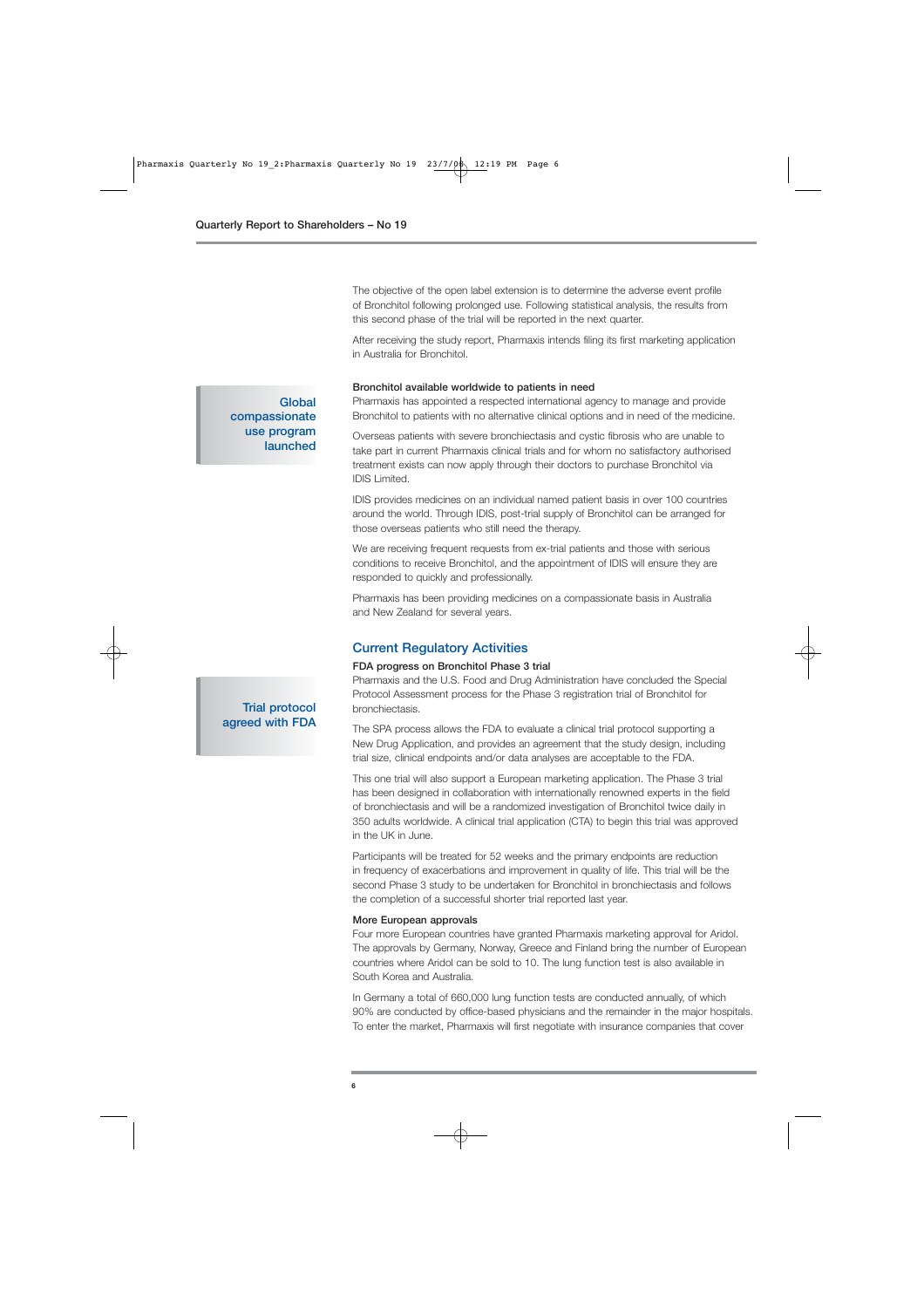The objective of the open label extension is to determine the adverse event profile of Bronchitol following prolonged use. Following statistical analysis, the results from this second phase of the trial will be reported in the next quarter.

After receiving the study report, Pharmaxis intends filing its first marketing application in Australia for Bronchitol.

**Global compassionate use program launched**

#### Bronchitol available worldwide to patients in need

Pharmaxis has appointed a respected international agency to manage and provide Bronchitol to patients with no alternative clinical options and in need of the medicine.

Overseas patients with severe bronchiectasis and cystic fibrosis who are unable to take part in current Pharmaxis clinical trials and for whom no satisfactory authorised treatment exists can now apply through their doctors to purchase Bronchitol via IDIS Limited.

IDIS provides medicines on an individual named patient basis in over 100 countries around the world. Through IDIS, post-trial supply of Bronchitol can be arranged for those overseas patients who still need the therapy.

We are receiving frequent requests from ex-trial patients and those with serious conditions to receive Bronchitol, and the appointment of IDIS will ensure they are responded to quickly and professionally.

Pharmaxis has been providing medicines on a compassionate basis in Australia and New Zealand for several years.

## Current Regulatory Activities

**Trial protocol agreed with FDA**

#### FDA progress on Bronchitol Phase 3 trial

Pharmaxis and the U.S. Food and Drug Administration have concluded the Special Protocol Assessment process for the Phase 3 registration trial of Bronchitol for bronchiectasis.

The SPA process allows the FDA to evaluate a clinical trial protocol supporting a New Drug Application, and provides an agreement that the study design, including trial size, clinical endpoints and/or data analyses are acceptable to the FDA.

This one trial will also support a European marketing application. The Phase 3 trial has been designed in collaboration with internationally renowned experts in the field of bronchiectasis and will be a randomized investigation of Bronchitol twice daily in 350 adults worldwide. A clinical trial application (CTA) to begin this trial was approved in the UK in June.

Participants will be treated for 52 weeks and the primary endpoints are reduction in frequency of exacerbations and improvement in quality of life. This trial will be the second Phase 3 study to be undertaken for Bronchitol in bronchiectasis and follows the completion of a successful shorter trial reported last year.

#### More European approvals

Four more European countries have granted Pharmaxis marketing approval for Aridol. The approvals by Germany, Norway, Greece and Finland bring the number of European countries where Aridol can be sold to 10. The lung function test is also available in South Korea and Australia.

In Germany a total of 660,000 lung function tests are conducted annually, of which 90% are conducted by office-based physicians and the remainder in the major hospitals. To enter the market, Pharmaxis will first negotiate with insurance companies that cover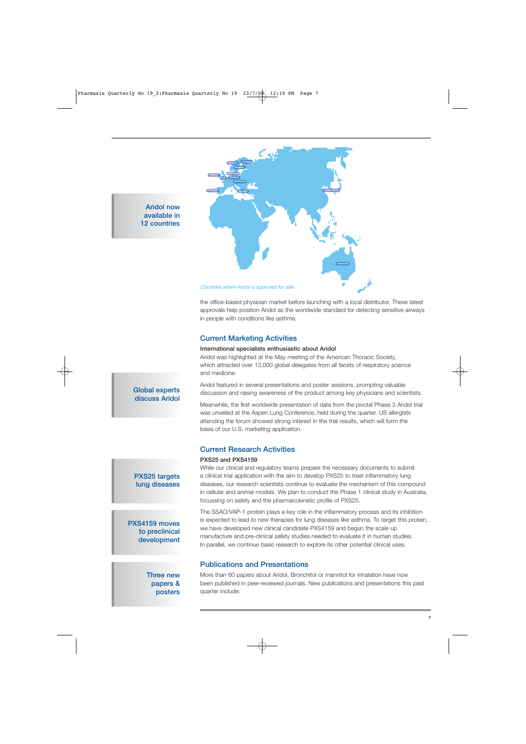Aridol now available in 12 countries

*Countries where Aridol is approved for sale*

the office-based physician market before launching with a local distributor. These latest approvals help position Aridol as the worldwide standard for detecting sensitive airways in people with conditions like asthma.

## Current Marketing Activities

**International specialists enthusiastic about Aridol**

Global experts discuss Aridol

Aridol was highlighted at the May meeting of the American Thoracic Society, which attracted over 13,000 global delegates from all facets of respiratory science and medicine.

Aridol featured in several presentations and poster sessions, prompting valuable discussion and raising awareness of the product among key physicians and scientists.

Meanwhile, the first worldwide presentation of data from the pivotal Phase 3 Aridol trial was unveiled at the Aspen Lung Conference, held during the quarter. US allergists attending the forum showed strong interest in the trial results, which will form the basis of our U.S. marketing application.

## Current Research Activities

**PXS25 and PXS4159**

PXS25 targets lung diseases

While our clinical and regulatory teams prepare the necessary documents to submit a clinical trial application with the aim to develop PXS25 to treat inflammatory lung diseases, our research scientists continue to evaluate the mechanism of this compound in cellular and animal models. We plan to conduct the Phase 1 clinical study in Australia, focussing on safety and the pharmacokinetic profile of PXS25.

PXS4159 moves to preclinical development

The SSAO/VAP-1 protein plays a key role in the inflammatory process and its inhibition is expected to lead to new therapies for lung diseases like asthma. To target this protein, we have developed new clinical candidate PXS4159 and begun the scale up manufacture and pre-clinical safety studies needed to evaluate it in human studies. In parallel, we continue basic research to explore its other potential clinical uses.

## Publications and Presentations

Three new papers & posters

More than 60 papers about Aridol, Bronchitol or mannitol for inhalation have now been published in peer-reviewed journals. New publications and presentations this past quarter include: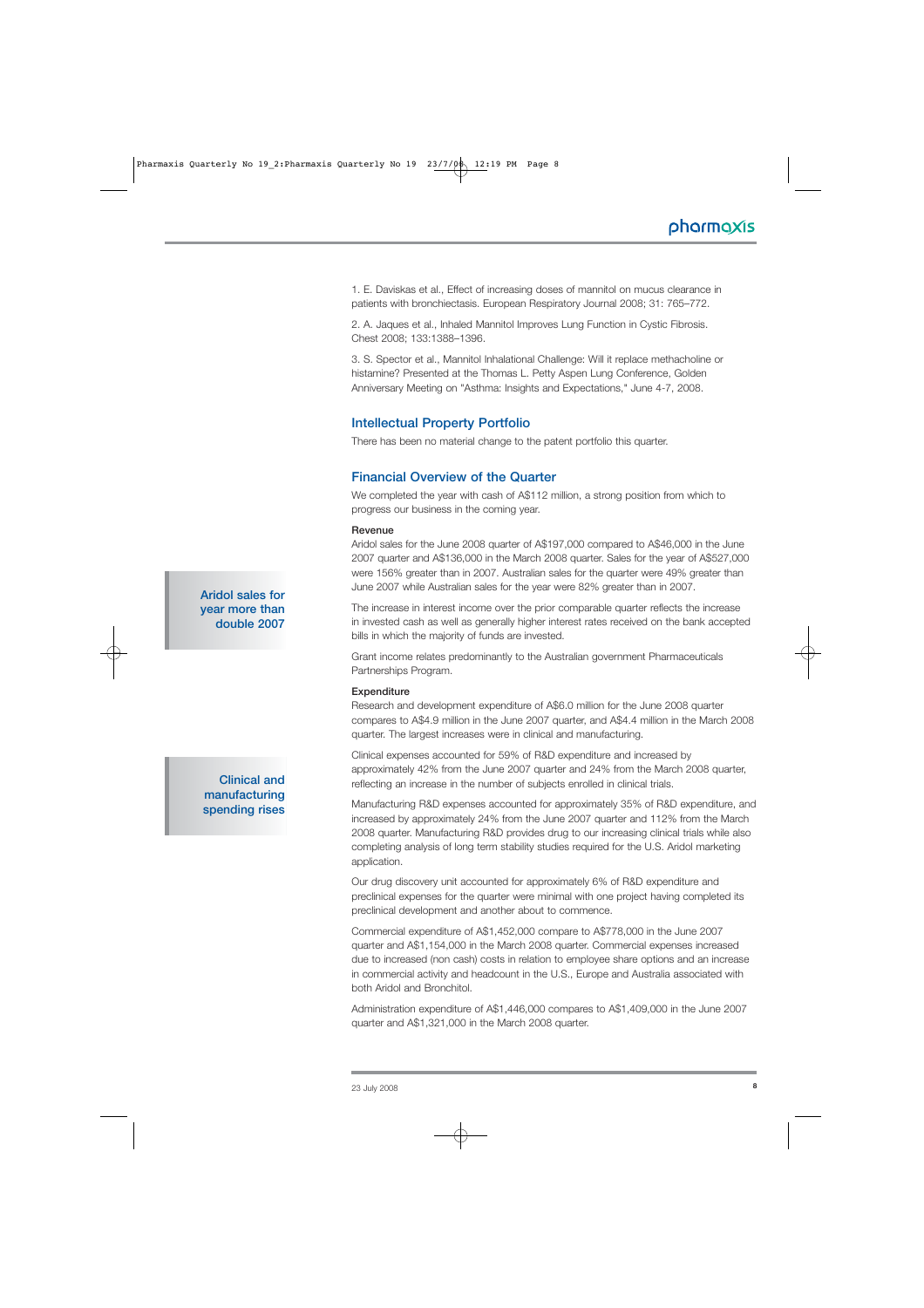1. E. Daviskas et al., Effect of increasing doses of mannitol on mucus clearance in patients with bronchiectasis. European Respiratory Journal 2008; 31: 765–772.

2. A. Jaques et al., Inhaled Mannitol Improves Lung Function in Cystic Fibrosis. Chest 2008; 133:1388–1396.

3. S. Spector et al., Mannitol Inhalational Challenge: Will it replace methacholine or histamine? Presented at the Thomas L. Petty Aspen Lung Conference, Golden Anniversary Meeting on "Asthma: Insights and Expectations," June 4-7, 2008.

## Intellectual Property Portfolio

There has been no material change to the patent portfolio this quarter.

## Financial Overview of the Quarter

We completed the year with cash of A$112 million, a strong position from which to progress our business in the coming year.

### Revenue

Aridol sales for the June 2008 quarter of A$197,000 compared to A$46,000 in the June 2007 quarter and A$136,000 in the March 2008 quarter. Sales for the year of A$527,000 were 156% greater than in 2007. Australian sales for the quarter were 49% greater than June 2007 while Australian sales for the year were 82% greater than in 2007.

**Aridol sales for year more than double 2007**

The increase in interest income over the prior comparable quarter reflects the increase in invested cash as well as generally higher interest rates received on the bank accepted bills in which the majority of funds are invested.

Grant income relates predominantly to the Australian government Pharmaceuticals Partnerships Program.

### Expenditure

Research and development expenditure of A$6.0 million for the June 2008 quarter compares to A$4.9 million in the June 2007 quarter, and A$4.4 million in the March 2008 quarter. The largest increases were in clinical and manufacturing.

**Clinical and manufacturing spending rises**

Clinical expenses accounted for 59% of R&D expenditure and increased by approximately 42% from the June 2007 quarter and 24% from the March 2008 quarter, reflecting an increase in the number of subjects enrolled in clinical trials.

Manufacturing R&D expenses accounted for approximately 35% of R&D expenditure, and increased by approximately 24% from the June 2007 quarter and 112% from the March 2008 quarter. Manufacturing R&D provides drug to our increasing clinical trials while also completing analysis of long term stability studies required for the U.S. Aridol marketing application.

Our drug discovery unit accounted for approximately 6% of R&D expenditure and preclinical expenses for the quarter were minimal with one project having completed its preclinical development and another about to commence.

Commercial expenditure of A$1,452,000 compare to A$778,000 in the June 2007 quarter and A$1,154,000 in the March 2008 quarter. Commercial expenses increased due to increased (non cash) costs in relation to employee share options and an increase in commercial activity and headcount in the U.S., Europe and Australia associated with both Aridol and Bronchitol.

Administration expenditure of A$1,446,000 compares to A$1,409,000 in the June 2007 quarter and A$1,321,000 in the March 2008 quarter.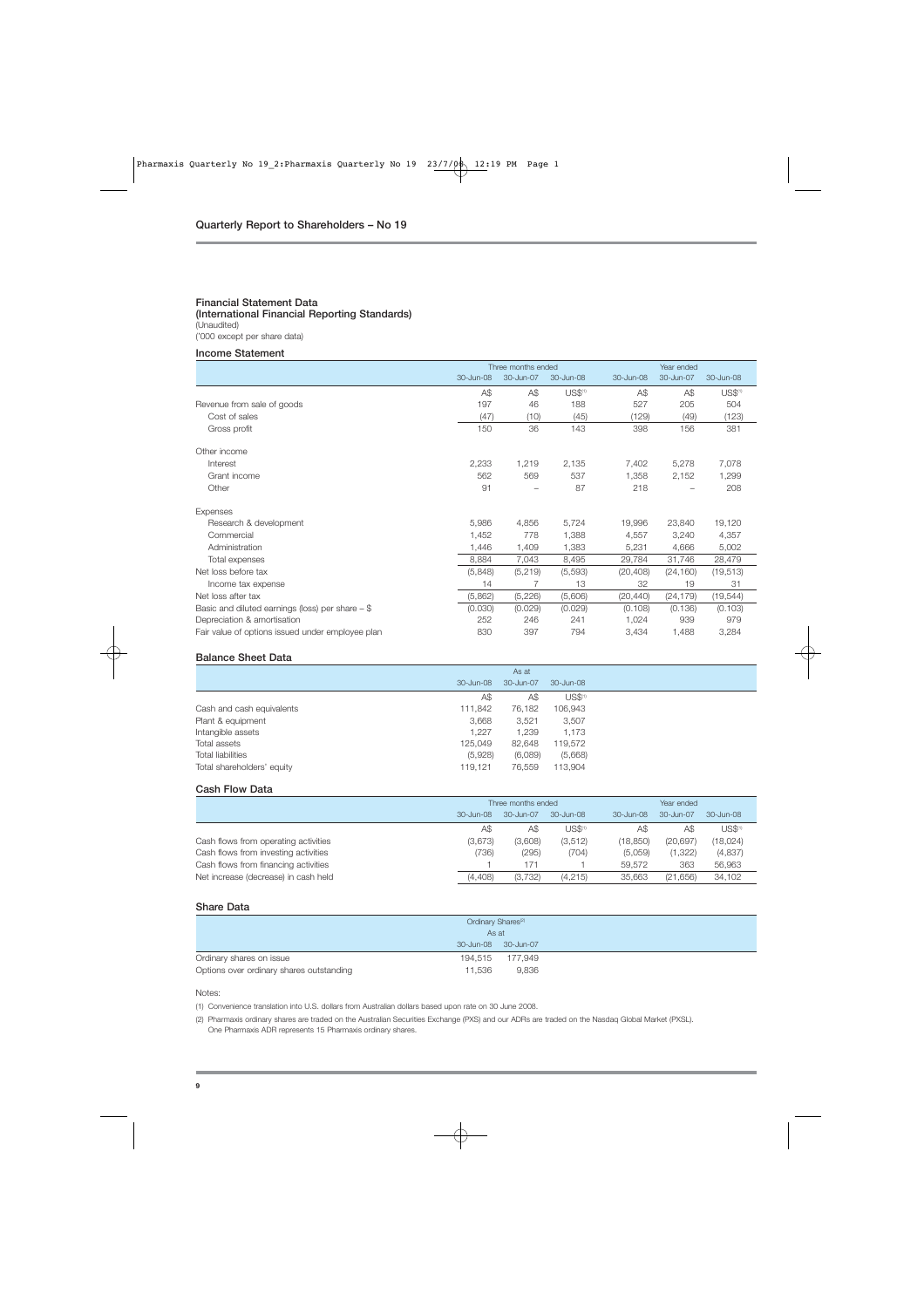## Quarterly Report to Shareholders – No 19

### Financial Statement Data
### (International Financial Reporting Standards)

(Unaudited)
('000 except per share data)

#### Income Statement

| | Three months ended | | | Year ended | | |
|---|---|---|---|---|---|---|
| | 30-Jun-08 | 30-Jun-07 | 30-Jun-08 | 30-Jun-08 | 30-Jun-07 | 30-Jun-08 |
| | A$ | A$ | US$[1] | A$ | A$ | US$[1] |
| Revenue from sale of goods | 197 | 46 | 188 | 527 | 205 | 504 |
| Cost of sales | (47) | (10) | (45) | (129) | (49) | (123) |
| Gross profit | 150 | 36 | 143 | 398 | 156 | 381 |
| Other income | | | | | | |
| Interest | 2,233 | 1,219 | 2,135 | 7,402 | 5,278 | 7,078 |
| Grant income | 562 | 569 | 537 | 1,358 | 2,152 | 1,299 |
| Other | 91 | – | 87 | 218 | – | 208 |
| Expenses | | | | | | |
| Research & development | 5,986 | 4,856 | 5,724 | 19,996 | 23,840 | 19,120 |
| Commercial | 1,452 | 778 | 1,388 | 4,557 | 3,240 | 4,357 |
| Administration | 1,446 | 1,409 | 1,383 | 5,231 | 4,666 | 5,002 |
| Total expenses | 8,884 | 7,043 | 8,495 | 29,784 | 31,746 | 28,479 |
| Net loss before tax | (5,848) | (5,219) | (5,593) | (20,408) | (24,160) | (19,513) |
| Income tax expense | 14 | 7 | 13 | 32 | 19 | 31 |
| Net loss after tax | (5,862) | (5,226) | (5,606) | (20,440) | (24,179) | (19,544) |
| Basic and diluted earnings (loss) per share – $ | (0.030) | (0.029) | (0.029) | (0.108) | (0.136) | (0.103) |
| Depreciation & amortisation | 252 | 246 | 241 | 1,024 | 939 | 979 |
| Fair value of options issued under employee plan | 830 | 397 | 794 | 3,434 | 1,488 | 3,284 |

#### Balance Sheet Data

| | As at | | |
|---|---|---|---|
| | 30-Jun-08 | 30-Jun-07 | 30-Jun-08 |
| | A$ | A$ | US$[1] |
| Cash and cash equivalents | 111,842 | 76,182 | 106,943 |
| Plant & equipment | 3,668 | 3,521 | 3,507 |
| Intangible assets | 1,227 | 1,239 | 1,173 |
| Total assets | 125,049 | 82,648 | 119,572 |
| Total liabilities | (5,928) | (6,089) | (5,668) |
| Total shareholders' equity | 119,121 | 76,559 | 113,904 |

#### Cash Flow Data

| | Three months ended | | | Year ended | | |
|---|---|---|---|---|---|---|
| | 30-Jun-08 | 30-Jun-07 | 30-Jun-08 | 30-Jun-08 | 30-Jun-07 | 30-Jun-08 |
| | A$ | A$ | US$[1] | A$ | A$ | US$[1] |
| Cash flows from operating activities | (3,673) | (3,608) | (3,512) | (18,850) | (20,697) | (18,024) |
| Cash flows from investing activities | (736) | (295) | (704) | (5,059) | (1,322) | (4,837) |
| Cash flows from financing activities | 1 | 171 | 1 | 59,572 | 363 | 56,963 |
| Net increase (decrease) in cash held | (4,408) | (3,732) | (4,215) | 35,663 | (21,656) | 34,102 |

#### Share Data

| | Ordinary Shares[2] | |
|---|---|---|
| | As at | |
| | 30-Jun-08 | 30-Jun-07 |
| Ordinary shares on issue | 194,515 | 177,949 |
| Options over ordinary shares outstanding | 11,536 | 9,836 |

Notes:

(1) Convenience translation into U.S. dollars from Australian dollars based upon rate on 30 June 2008.

(2) Pharmaxis ordinary shares are traded on the Australian Securities Exchange (PXS) and our ADRs are traded on the Nasdaq Global Market (PXSL). One Pharmaxis ADR represents 15 Pharmaxis ordinary shares.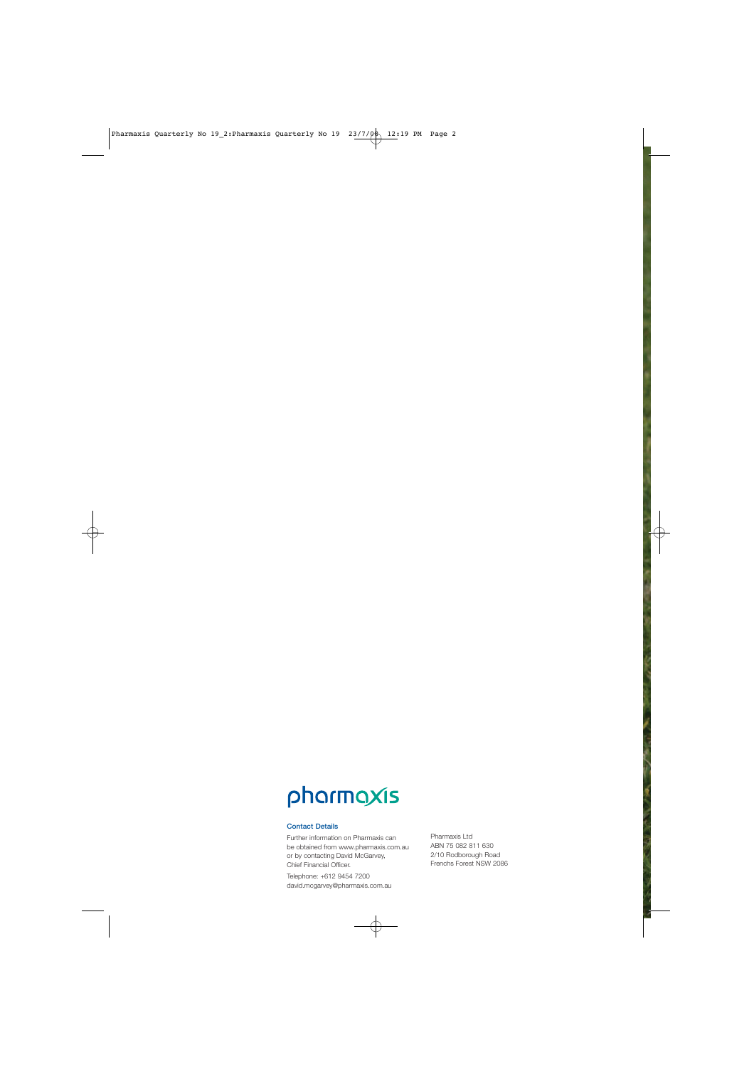pharmaxis

**Contact Details**

Further information on Pharmaxis can be obtained from www.pharmaxis.com.au or by contacting David McGarvey, Chief Financial Officer.

Telephone: +612 9454 7200
david.mcgarvey@pharmaxis.com.au

Pharmaxis Ltd
ABN 75 082 811 630
2/10 Rodborough Road
Frenchs Forest NSW 2086